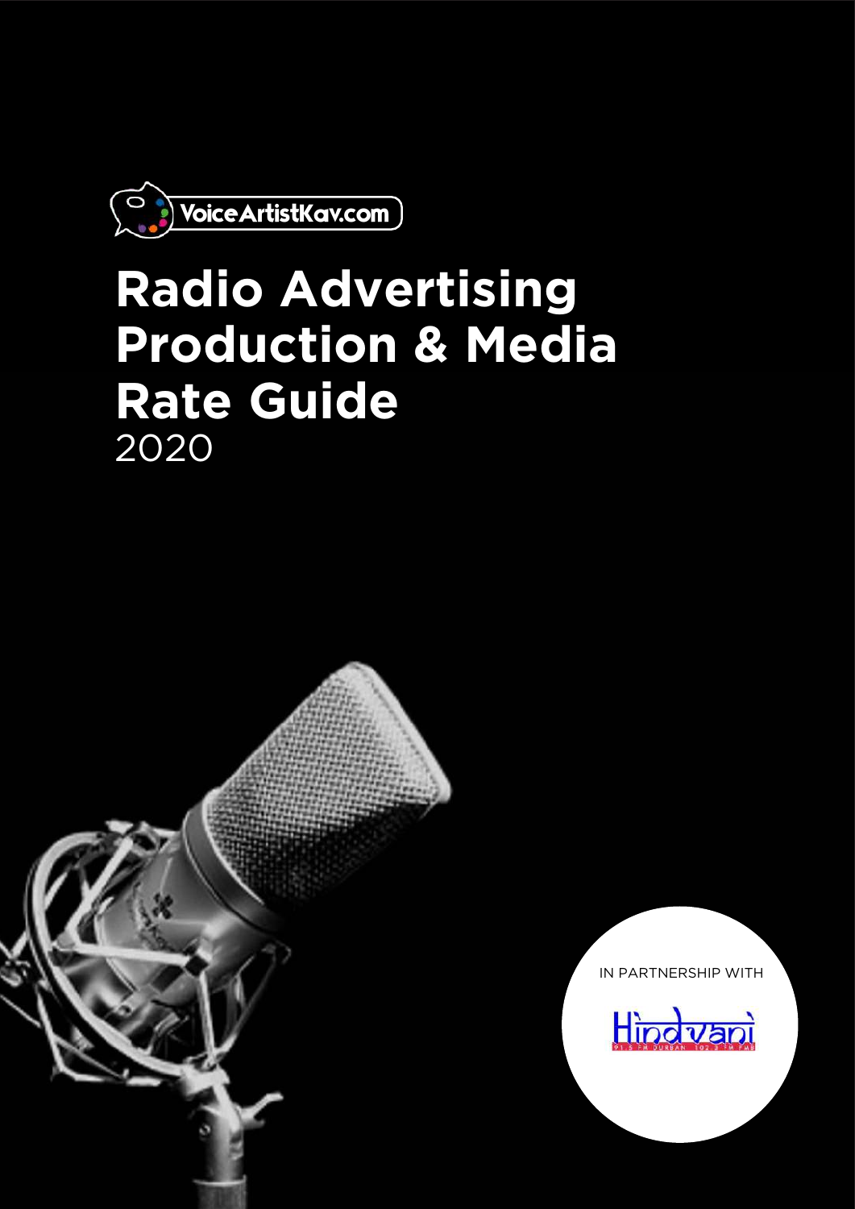VoiceArtistKav.com

# Radio Advertising Production & Media Rate Guide

2020

IN PARTNERSHIP WITH

Hindvani

91.5 FM DURBAN 102.3 FM PMB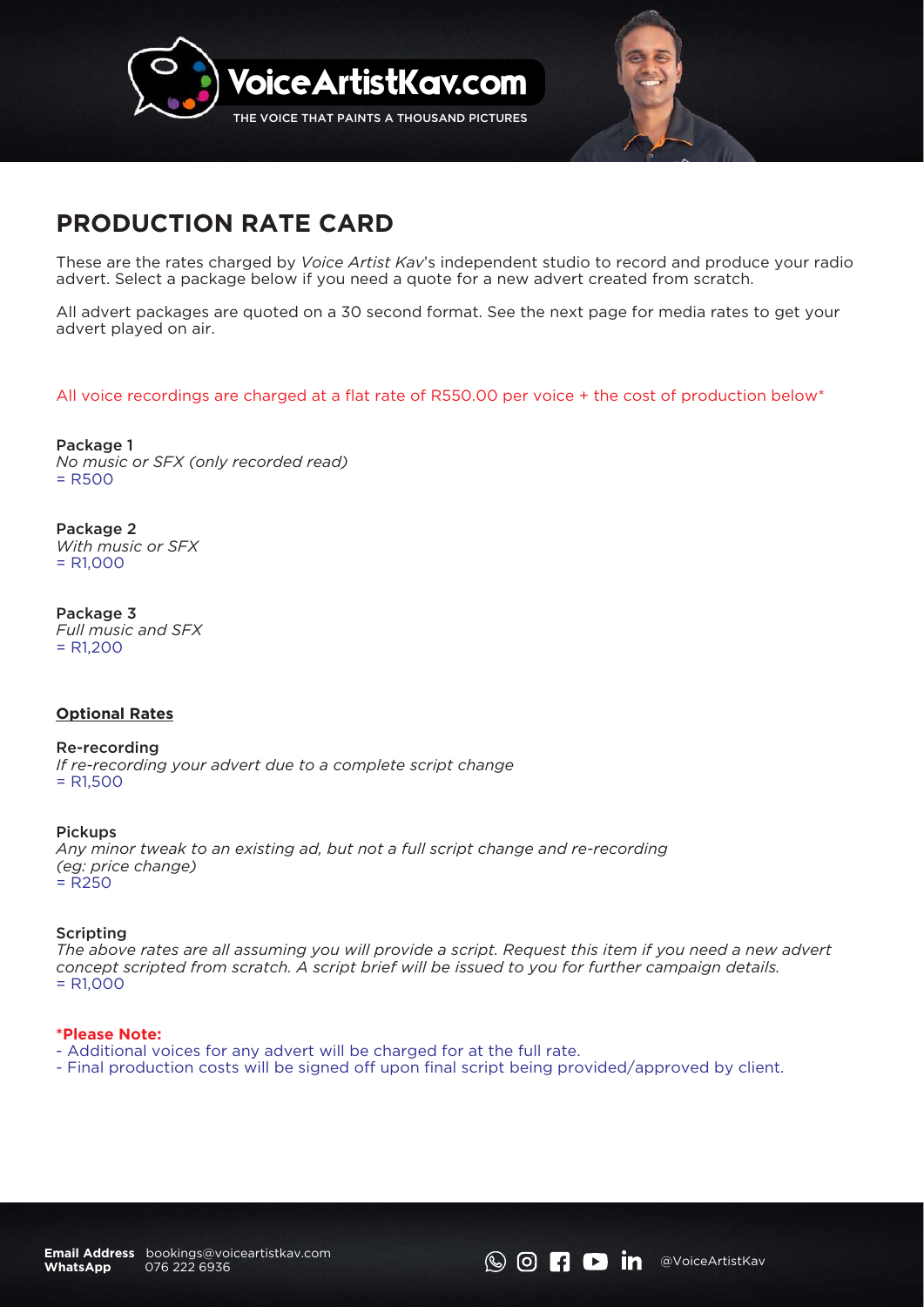VoiceArtistKav.com

THE VOICE THAT PAINTS A THOUSAND PICTURES

# PRODUCTION RATE CARD

These are the rates charged by *Voice Artist Kav*'s independent studio to record and produce your radio advert. Select a package below if you need a quote for a new advert created from scratch.

All advert packages are quoted on a 30 second format. See the next page for media rates to get your advert played on air.

All voice recordings are charged at a flat rate of R550.00 per voice + the cost of production below*

Package 1
*No music or SFX (only recorded read)*
= R500

Package 2
*With music or SFX*
= R1,000

Package 3
*Full music and SFX*
= R1,200

**Optional Rates**

Re-recording
*If re-recording your advert due to a complete script change*
= R1,500

Pickups
*Any minor tweak to an existing ad, but not a full script change and re-recording (eg: price change)*
= R250

Scripting
*The above rates are all assuming you will provide a script. Request this item if you need a new advert concept scripted from scratch. A script brief will be issued to you for further campaign details.*
= R1,000

**\*Please Note:**

- Additional voices for any advert will be charged for at the full rate.
- Final production costs will be signed off upon final script being provided/approved by client.

**Email Address** bookings@voiceartistkav.com
**WhatsApp** 076 222 6936

@VoiceArtistKav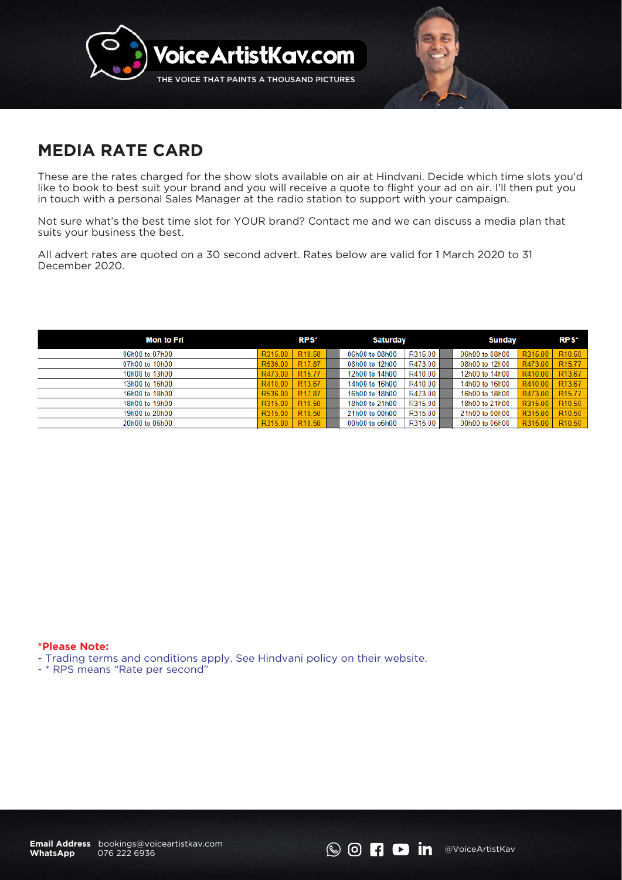## MEDIA RATE CARD

These are the rates charged for the show slots available on air at Hindvani. Decide which time slots you'd like to book to best suit your brand and you will receive a quote to flight your ad on air. I'll then put you in touch with a personal Sales Manager at the radio station to support with your campaign.

Not sure what's the best time slot for YOUR brand? Contact me and we can discuss a media plan that suits your business the best.

All advert rates are quoted on a 30 second advert. Rates below are valid for 1 March 2020 to 31 December 2020.

| Mon to Fri | | RPS* | Saturday | | Sunday | | RPS* |
|---|---|---|---|---|---|---|---|
| 06h00 to 07h00 | R315.00 | R10.50 | 06h00 to 08h00 | R315.00 | 06h00 to 08h00 | R315.00 | R10.50 |
| 07h00 to 10h00 | R536.00 | R17.87 | 08h00 to 12h00 | R473.00 | 08h00 to 12h00 | R473.00 | R15.77 |
| 10h00 to 13h00 | R473.00 | R15.77 | 12h00 to 14h00 | R410.00 | 12h00 to 14h00 | R410.00 | R13.67 |
| 13h00 to 16h00 | R410.00 | R13.67 | 14h00 to 16h00 | R410.00 | 14h00 to 16h00 | R410.00 | R13.67 |
| 16h00 to 18h00 | R536.00 | R17.87 | 16h00 to 18h00 | R473.00 | 16h00 to 18h00 | R473.00 | R15.77 |
| 18h00 to 19h00 | R315.00 | R10.50 | 18h00 to 21h00 | R315.00 | 18h00 to 21h00 | R315.00 | R10.50 |
| 19h00 to 20h00 | R315.00 | R10.50 | 21h00 to 00h00 | R315.00 | 21h00 to 00h00 | R315.00 | R10.50 |
| 20h00 to 06h00 | R315.00 | R10.50 | 00h00 to o6h00 | R315.00 | 00h00 to 06h00 | R315.00 | R10.50 |

**\*Please Note:**

- Trading terms and conditions apply. See Hindvani policy on their website.
- * RPS means "Rate per second"